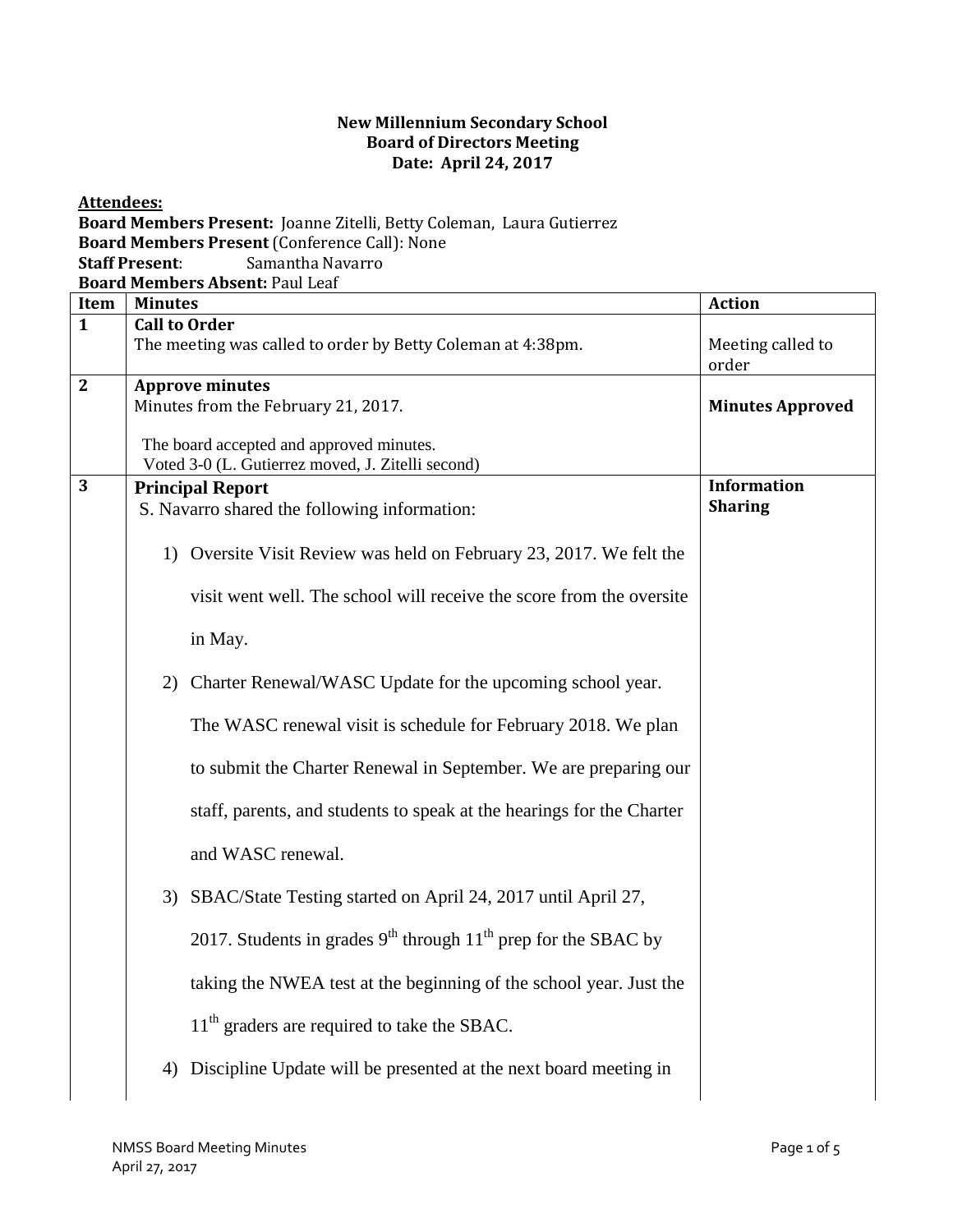**New Millennium Secondary School**
**Board of Directors Meeting**
**Date: April 24, 2017**

**Attendees:**

**Board Members Present:** Joanne Zitelli, Betty Coleman, Laura Gutierrez
**Board Members Present** (Conference Call): None
**Staff Present**: Samantha Navarro
**Board Members Absent:** Paul Leaf

| Item | Minutes | Action |
|---|---|---|
| **1** | **Call to Order**<br>The meeting was called to order by Betty Coleman at 4:38pm. | Meeting called to order |
| **2** | **Approve minutes**<br>Minutes from the February 21, 2017.<br><br>The board accepted and approved minutes.<br>Voted 3-0 (L. Gutierrez moved, J. Zitelli second) | **Minutes Approved** |
| **3** | **Principal Report**<br>S. Navarro shared the following information:<br><br>1) Oversite Visit Review was held on February 23, 2017. We felt the visit went well. The school will receive the score from the oversite in May.<br>2) Charter Renewal/WASC Update for the upcoming school year. The WASC renewal visit is schedule for February 2018. We plan to submit the Charter Renewal in September. We are preparing our staff, parents, and students to speak at the hearings for the Charter and WASC renewal.<br>3) SBAC/State Testing started on April 24, 2017 until April 27, 2017. Students in grades 9th through 11th prep for the SBAC by taking the NWEA test at the beginning of the school year. Just the 11th graders are required to take the SBAC.<br>4) Discipline Update will be presented at the next board meeting in | **Information Sharing** |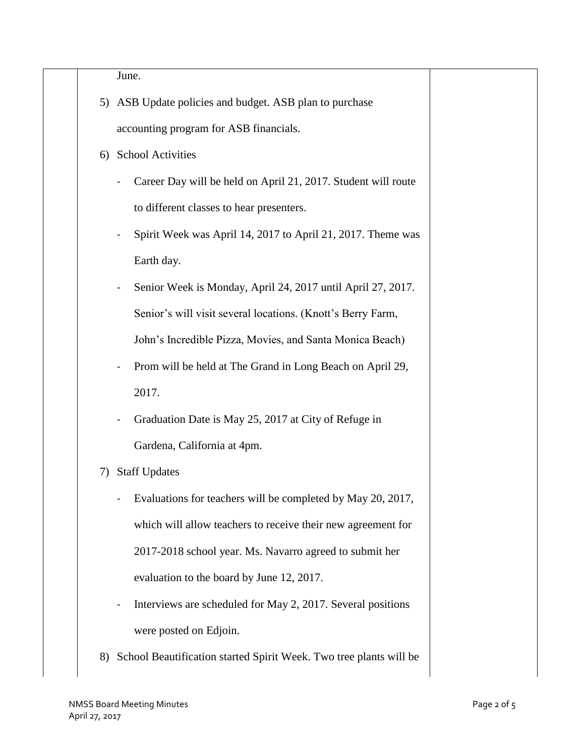June.

5) ASB Update policies and budget. ASB plan to purchase accounting program for ASB financials.
6) School Activities
   - Career Day will be held on April 21, 2017. Student will route to different classes to hear presenters.
   - Spirit Week was April 14, 2017 to April 21, 2017. Theme was Earth day.
   - Senior Week is Monday, April 24, 2017 until April 27, 2017. Senior's will visit several locations. (Knott's Berry Farm, John's Incredible Pizza, Movies, and Santa Monica Beach)
   - Prom will be held at The Grand in Long Beach on April 29, 2017.
   - Graduation Date is May 25, 2017 at City of Refuge in Gardena, California at 4pm.
7) Staff Updates
   - Evaluations for teachers will be completed by May 20, 2017, which will allow teachers to receive their new agreement for 2017-2018 school year. Ms. Navarro agreed to submit her evaluation to the board by June 12, 2017.
   - Interviews are scheduled for May 2, 2017. Several positions were posted on Edjoin.
8) School Beautification started Spirit Week. Two tree plants will be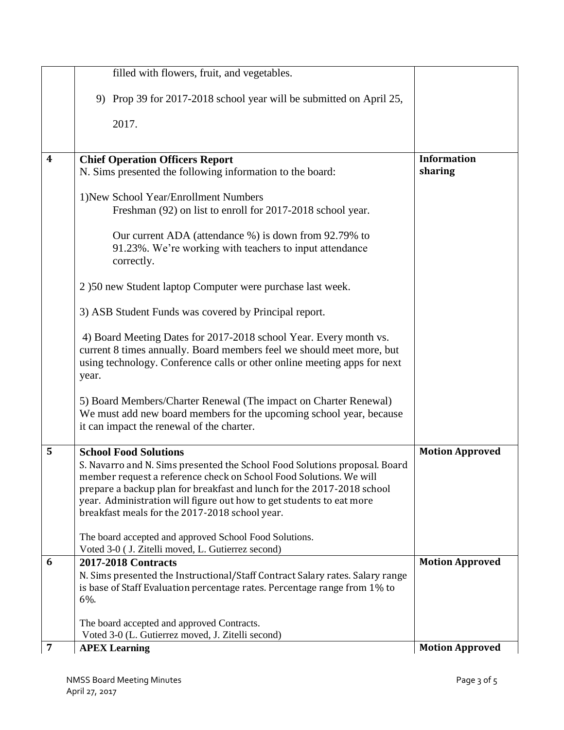| | | |
|---|---|---|
| | filled with flowers, fruit, and vegetables.<br><br>9) Prop 39 for 2017-2018 school year will be submitted on April 25, 2017. | |
| **4** | **Chief Operation Officers Report**<br>N. Sims presented the following information to the board:<br><br>1)New School Year/Enrollment Numbers<br>Freshman (92) on list to enroll for 2017-2018 school year.<br><br>Our current ADA (attendance %) is down from 92.79% to 91.23%. We're working with teachers to input attendance correctly.<br><br>2 )50 new Student laptop Computer were purchase last week.<br><br>3) ASB Student Funds was covered by Principal report.<br><br>4) Board Meeting Dates for 2017-2018 school Year. Every month vs. current 8 times annually. Board members feel we should meet more, but using technology. Conference calls or other online meeting apps for next year.<br><br>5) Board Members/Charter Renewal (The impact on Charter Renewal) We must add new board members for the upcoming school year, because it can impact the renewal of the charter. | **Information sharing** |
| **5** | **School Food Solutions**<br>S. Navarro and N. Sims presented the School Food Solutions proposal. Board member request a reference check on School Food Solutions. We will prepare a backup plan for breakfast and lunch for the 2017-2018 school year. Administration will figure out how to get students to eat more breakfast meals for the 2017-2018 school year.<br><br>The board accepted and approved School Food Solutions.<br>Voted 3-0 ( J. Zitelli moved, L. Gutierrez second) | **Motion Approved** |
| **6** | **2017-2018 Contracts**<br>N. Sims presented the Instructional/Staff Contract Salary rates. Salary range is base of Staff Evaluation percentage rates. Percentage range from 1% to 6%.<br><br>The board accepted and approved Contracts.<br>Voted 3-0 (L. Gutierrez moved, J. Zitelli second) | **Motion Approved** |
| **7** | **APEX Learning** | **Motion Approved** |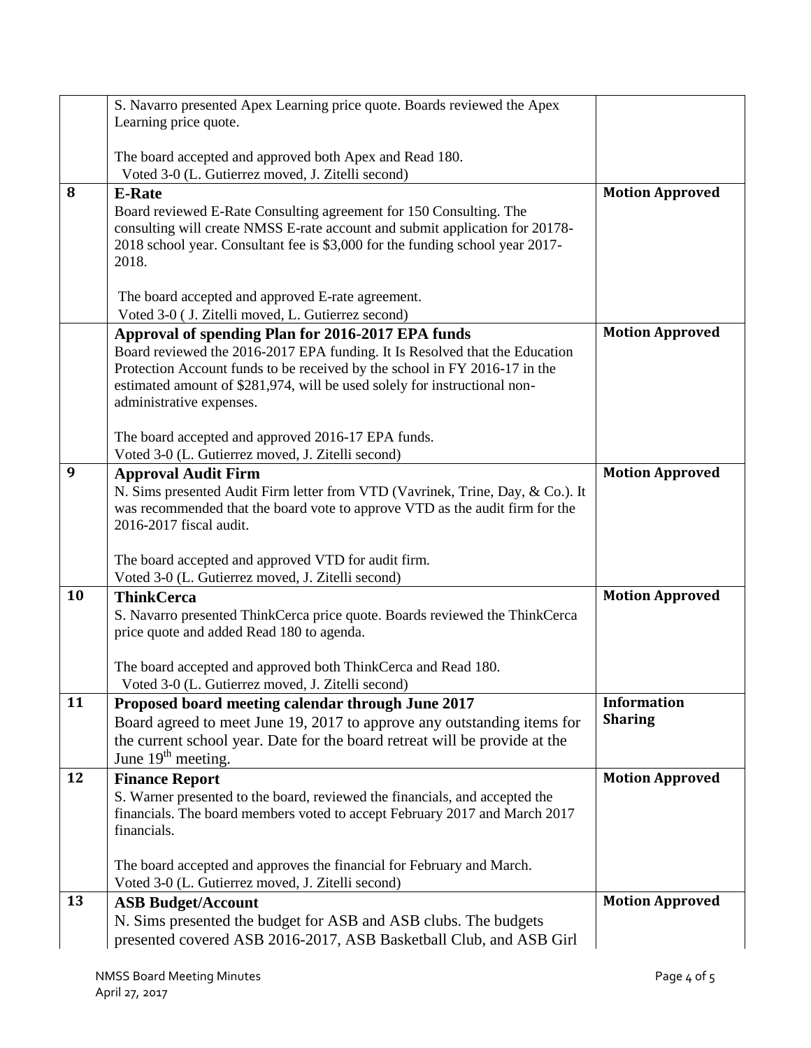| | | |
|---|---|---|
| | S. Navarro presented Apex Learning price quote. Boards reviewed the Apex Learning price quote.<br><br>The board accepted and approved both Apex and Read 180.<br>Voted 3-0 (L. Gutierrez moved, J. Zitelli second) | |
| **8** | **E-Rate**<br>Board reviewed E-Rate Consulting agreement for 150 Consulting. The consulting will create NMSS E-rate account and submit application for 20178-2018 school year. Consultant fee is $3,000 for the funding school year 2017-2018.<br><br>The board accepted and approved E-rate agreement.<br>Voted 3-0 ( J. Zitelli moved, L. Gutierrez second) | **Motion Approved** |
| | **Approval of spending Plan for 2016-2017 EPA funds**<br>Board reviewed the 2016-2017 EPA funding. It Is Resolved that the Education Protection Account funds to be received by the school in FY 2016-17 in the estimated amount of $281,974, will be used solely for instructional non-administrative expenses.<br><br>The board accepted and approved 2016-17 EPA funds.<br>Voted 3-0 (L. Gutierrez moved, J. Zitelli second) | **Motion Approved** |
| **9** | **Approval Audit Firm**<br>N. Sims presented Audit Firm letter from VTD (Vavrinek, Trine, Day, & Co.). It was recommended that the board vote to approve VTD as the audit firm for the 2016-2017 fiscal audit.<br><br>The board accepted and approved VTD for audit firm.<br>Voted 3-0 (L. Gutierrez moved, J. Zitelli second) | **Motion Approved** |
| **10** | **ThinkCerca**<br>S. Navarro presented ThinkCerca price quote. Boards reviewed the ThinkCerca price quote and added Read 180 to agenda.<br><br>The board accepted and approved both ThinkCerca and Read 180.<br>Voted 3-0 (L. Gutierrez moved, J. Zitelli second) | **Motion Approved** |
| **11** | **Proposed board meeting calendar through June 2017**<br>Board agreed to meet June 19, 2017 to approve any outstanding items for the current school year. Date for the board retreat will be provide at the June 19th meeting. | **Information Sharing** |
| **12** | **Finance Report**<br>S. Warner presented to the board, reviewed the financials, and accepted the financials. The board members voted to accept February 2017 and March 2017 financials.<br><br>The board accepted and approves the financial for February and March.<br>Voted 3-0 (L. Gutierrez moved, J. Zitelli second) | **Motion Approved** |
| **13** | **ASB Budget/Account**<br>N. Sims presented the budget for ASB and ASB clubs. The budgets presented covered ASB 2016-2017, ASB Basketball Club, and ASB Girl | **Motion Approved** |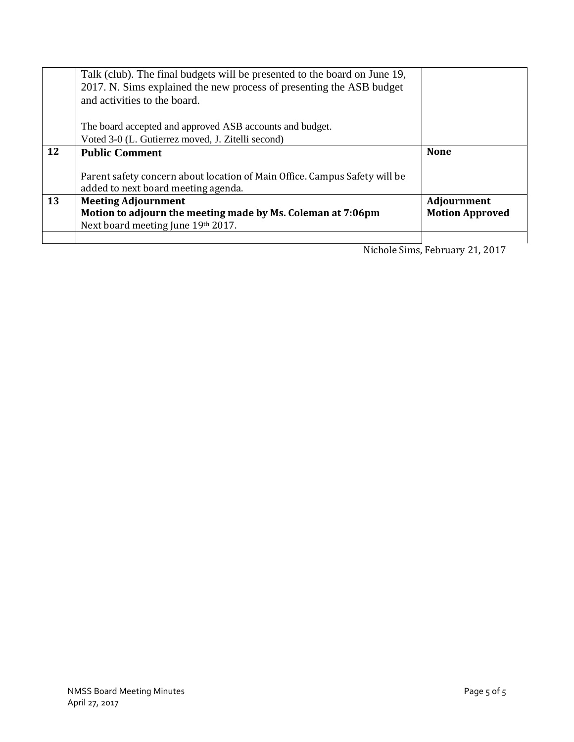| | | |
|---|---|---|
| | Talk (club). The final budgets will be presented to the board on June 19, 2017. N. Sims explained the new process of presenting the ASB budget and activities to the board.<br><br>The board accepted and approved ASB accounts and budget.<br>Voted 3-0 (L. Gutierrez moved, J. Zitelli second) | |
| **12** | **Public Comment**<br><br>Parent safety concern about location of Main Office. Campus Safety will be added to next board meeting agenda. | **None** |
| **13** | **Meeting Adjournment**<br>**Motion to adjourn the meeting made by Ms. Coleman at 7:06pm**<br>Next board meeting June 19th 2017. | **Adjournment Motion Approved** |
| | | |

Nichole Sims, February 21, 2017